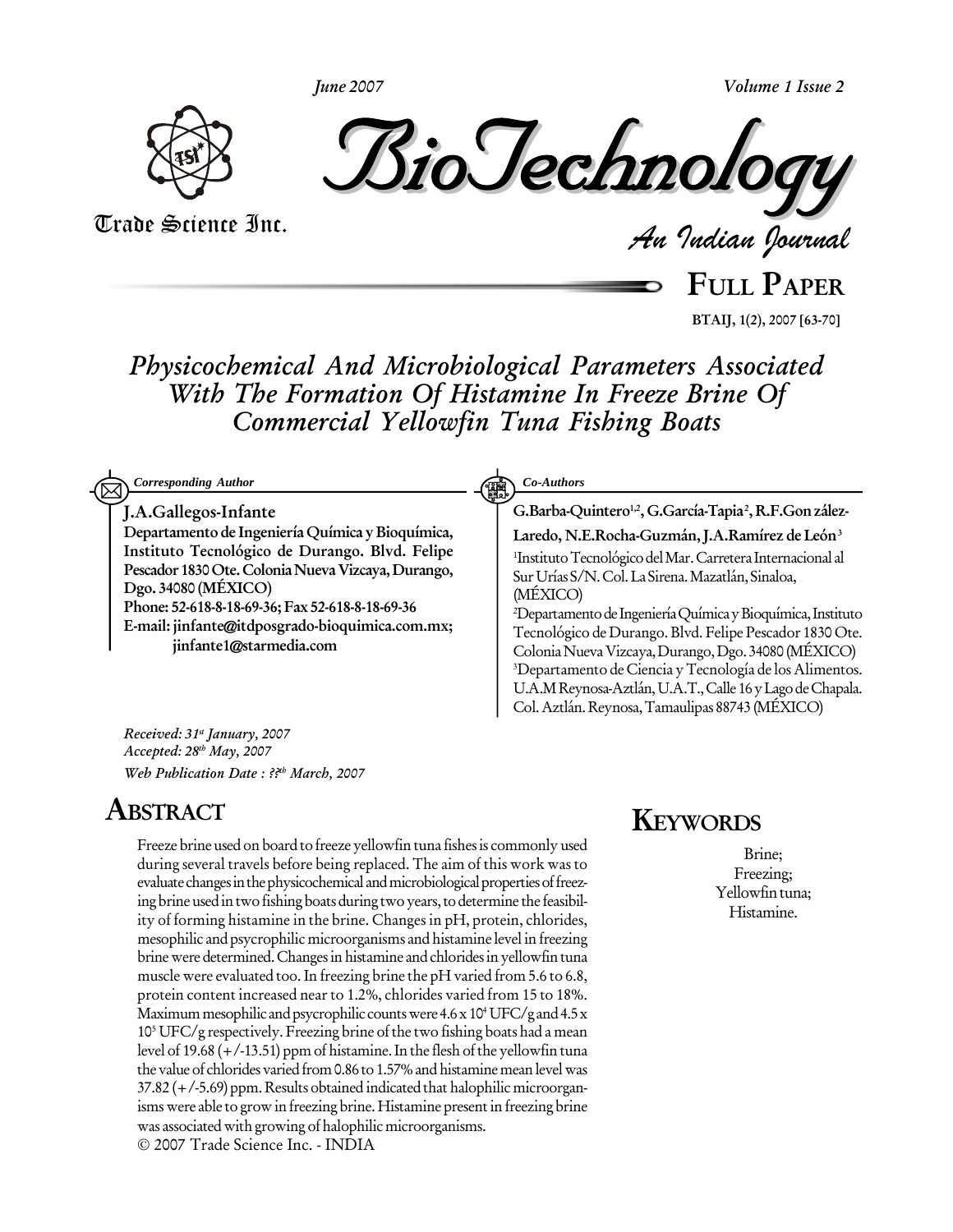# Physicochemical And Microbiological Parameters Associated With The Formation Of Histamine In Freeze Brine Of Commercial Yellowfin Tuna Fishing Boats

**Corresponding Author**

**J.A.Gallegos-Infante**

**Departamento de Ingeniería Química y Bioquímica, Instituto Tecnológico de Durango. Blvd. Felipe Pescador 1830 Ote. Colonia Nueva Vizcaya, Durango, Dgo. 34080 (MÉXICO)**

**Phone: 52-618-8-18-69-36; Fax 52-618-8-18-69-36**

**E-mail: jinfante@itdposgrado-bioquimica.com.mx; jinfante1@starmedia.com**

**Co-Authors**

**G.Barba-Quintero[1,2], G.García-Tapia[2], R.F.González-Laredo, N.E.Rocha-Guzmán, J.A.Ramírez de León[3]**

[1]Instituto Tecnológico del Mar. Carretera Internacional al Sur Urías S/N. Col. La Sirena. Mazatlán, Sinaloa, (MÉXICO)

[2]Departamento de Ingeniería Química y Bioquímica, Instituto Tecnológico de Durango. Blvd. Felipe Pescador 1830 Ote. Colonia Nueva Vizcaya, Durango, Dgo. 34080 (MÉXICO)

[3]Departamento de Ciencia y Tecnología de los Alimentos. U.A.M Reynosa-Aztlán, U.A.T., Calle 16 y Lago de Chapala. Col. Aztlán. Reynosa, Tamaulipas 88743 (MÉXICO)

*Received: 31st January, 2007*
*Accepted: 28th May, 2007*
*Web Publication Date : ??th March, 2007*

## ABSTRACT

Freeze brine used on board to freeze yellowfin tuna fishes is commonly used during several travels before being replaced. The aim of this work was to evaluate changes in the physicochemical and microbiological properties of freezing brine used in two fishing boats during two years, to determine the feasibility of forming histamine in the brine. Changes in pH, protein, chlorides, mesophilic and psycrophilic microorganisms and histamine level in freezing brine were determined. Changes in histamine and chlorides in yellowfin tuna muscle were evaluated too. In freezing brine the pH varied from 5.6 to 6.8, protein content increased near to 1.2%, chlorides varied from 15 to 18%. Maximum mesophilic and psycrophilic counts were $4.6 \times 10^4$ UFC/g and $4.5 \times 10^5$ UFC/g respectively. Freezing brine of the two fishing boats had a mean level of 19.68 (+/-13.51) ppm of histamine. In the flesh of the yellowfin tuna the value of chlorides varied from 0.86 to 1.57% and histamine mean level was 37.82 (+/-5.69) ppm. Results obtained indicated that halophilic microorganisms were able to grow in freezing brine. Histamine present in freezing brine was associated with growing of halophilic microorganisms.

© 2007 Trade Science Inc. - INDIA

## KEYWORDS

Brine;
Freezing;
Yellowfin tuna;
Histamine.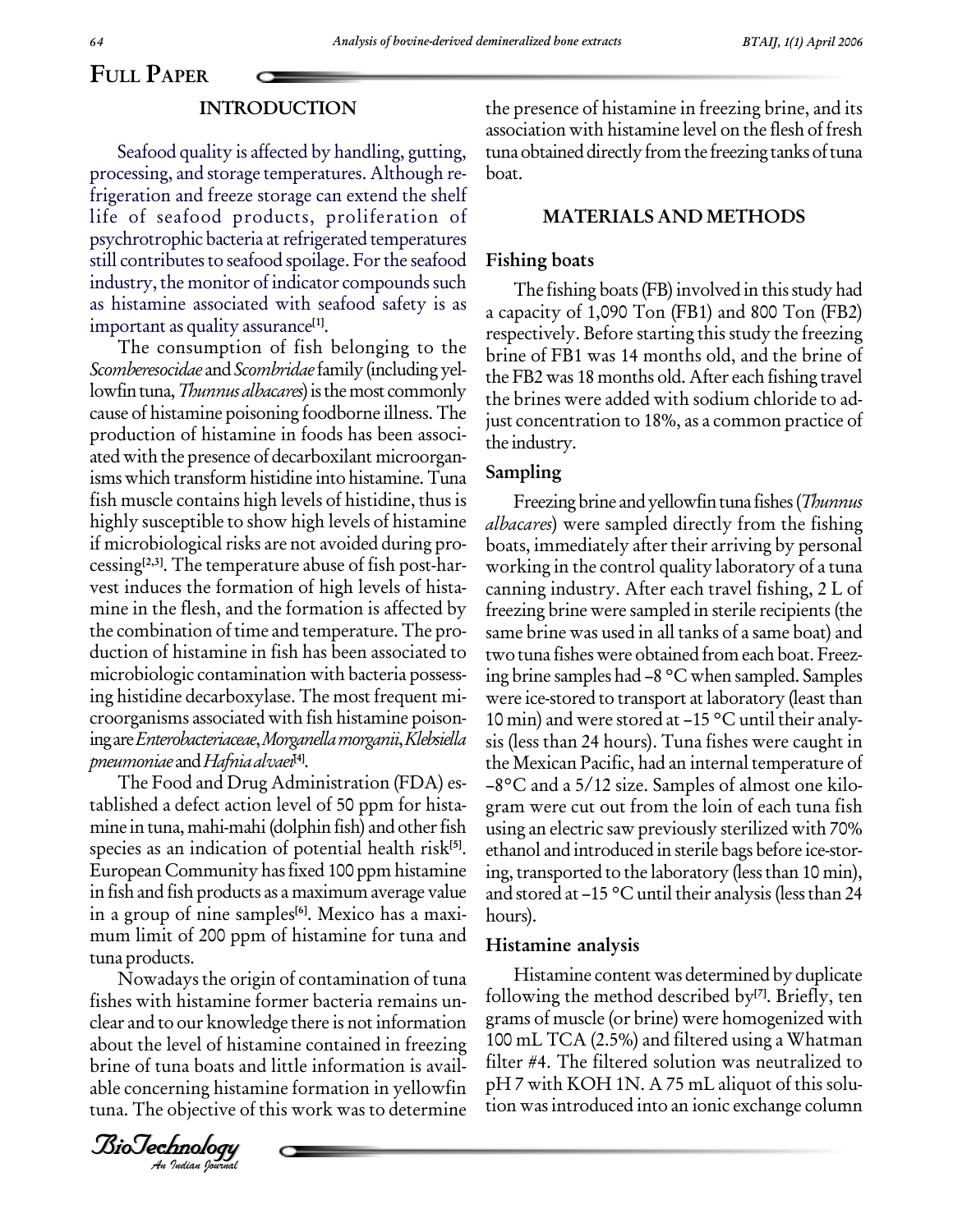## INTRODUCTION

Seafood quality is affected by handling, gutting, processing, and storage temperatures. Although refrigeration and freeze storage can extend the shelf life of seafood products, proliferation of psychrotrophic bacteria at refrigerated temperatures still contributes to seafood spoilage. For the seafood industry, the monitor of indicator compounds such as histamine associated with seafood safety is as important as quality assurance[1].

The consumption of fish belonging to the *Scomberesocidae* and *Scombridae* family (including yellowfin tuna, *Thunnus albacares*) is the most commonly cause of histamine poisoning foodborne illness. The production of histamine in foods has been associated with the presence of decarboxilant microorganisms which transform histidine into histamine. Tuna fish muscle contains high levels of histidine, thus is highly susceptible to show high levels of histamine if microbiological risks are not avoided during processing[2,3]. The temperature abuse of fish post-harvest induces the formation of high levels of histamine in the flesh, and the formation is affected by the combination of time and temperature. The production of histamine in fish has been associated to microbiologic contamination with bacteria possessing histidine decarboxylase. The most frequent microorganisms associated with fish histamine poisoning are *Enterobacteriaceae*, *Morganella morganii*, *Klebsiella pneumoniae* and *Hafnia alvaei*[4].

The Food and Drug Administration (FDA) established a defect action level of 50 ppm for histamine in tuna, mahi-mahi (dolphin fish) and other fish species as an indication of potential health risk[5]. European Community has fixed 100 ppm histamine in fish and fish products as a maximum average value in a group of nine samples[6]. Mexico has a maximum limit of 200 ppm of histamine for tuna and tuna products.

Nowadays the origin of contamination of tuna fishes with histamine former bacteria remains unclear and to our knowledge there is not information about the level of histamine contained in freezing brine of tuna boats and little information is available concerning histamine formation in yellowfin tuna. The objective of this work was to determine the presence of histamine in freezing brine, and its association with histamine level on the flesh of fresh tuna obtained directly from the freezing tanks of tuna boat.

## MATERIALS AND METHODS

### Fishing boats

The fishing boats (FB) involved in this study had a capacity of 1,090 Ton (FB1) and 800 Ton (FB2) respectively. Before starting this study the freezing brine of FB1 was 14 months old, and the brine of the FB2 was 18 months old. After each fishing travel the brines were added with sodium chloride to adjust concentration to 18%, as a common practice of the industry.

### Sampling

Freezing brine and yellowfin tuna fishes (*Thunnus albacares*) were sampled directly from the fishing boats, immediately after their arriving by personal working in the control quality laboratory of a tuna canning industry. After each travel fishing, 2 L of freezing brine were sampled in sterile recipients (the same brine was used in all tanks of a same boat) and two tuna fishes were obtained from each boat. Freezing brine samples had –8 °C when sampled. Samples were ice-stored to transport at laboratory (least than 10 min) and were stored at –15 °C until their analysis (less than 24 hours). Tuna fishes were caught in the Mexican Pacific, had an internal temperature of –8°C and a 5/12 size. Samples of almost one kilogram were cut out from the loin of each tuna fish using an electric saw previously sterilized with 70% ethanol and introduced in sterile bags before ice-storing, transported to the laboratory (less than 10 min), and stored at –15 °C until their analysis (less than 24 hours).

### Histamine analysis

Histamine content was determined by duplicate following the method described by[7]. Briefly, ten grams of muscle (or brine) were homogenized with 100 mL TCA (2.5%) and filtered using a Whatman filter #4. The filtered solution was neutralized to pH 7 with KOH 1N. A 75 mL aliquot of this solution was introduced into an ionic exchange column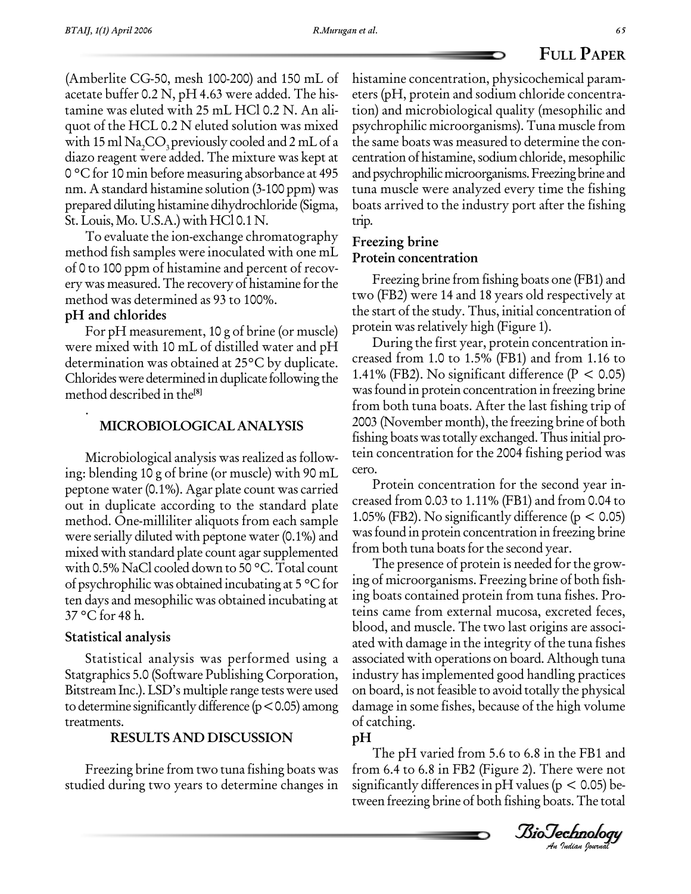(Amberlite CG-50, mesh 100-200) and 150 mL of acetate buffer 0.2 N, pH 4.63 were added. The histamine was eluted with 25 mL HCl 0.2 N. An aliquot of the HCL 0.2 N eluted solution was mixed with 15 ml $Na_2CO_3$ previously cooled and 2 mL of a diazo reagent were added. The mixture was kept at 0 °C for 10 min before measuring absorbance at 495 nm. A standard histamine solution (3-100 ppm) was prepared diluting histamine dihydrochloride (Sigma, St. Louis, Mo. U.S.A.) with HCl 0.1 N.

To evaluate the ion-exchange chromatography method fish samples were inoculated with one mL of 0 to 100 ppm of histamine and percent of recovery was measured. The recovery of histamine for the method was determined as 93 to 100%.

### pH and chlorides

For pH measurement, 10 g of brine (or muscle) were mixed with 10 mL of distilled water and pH determination was obtained at 25°C by duplicate. Chlorides were determined in duplicate following the method described in the[8]

## MICROBIOLOGICAL ANALYSIS

Microbiological analysis was realized as following: blending 10 g of brine (or muscle) with 90 mL peptone water (0.1%). Agar plate count was carried out in duplicate according to the standard plate method. One-milliliter aliquots from each sample were serially diluted with peptone water (0.1%) and mixed with standard plate count agar supplemented with 0.5% NaCl cooled down to 50 °C. Total count of psychrophilic was obtained incubating at 5 °C for ten days and mesophilic was obtained incubating at 37 °C for 48 h.

### Statistical analysis

Statistical analysis was performed using a Statgraphics 5.0 (Software Publishing Corporation, Bitstream Inc.). LSD's multiple range tests were used to determine significantly difference ($p < 0.05$) among treatments.

## RESULTS AND DISCUSSION

Freezing brine from two tuna fishing boats was studied during two years to determine changes in histamine concentration, physicochemical parameters (pH, protein and sodium chloride concentration) and microbiological quality (mesophilic and psychrophilic microorganisms). Tuna muscle from the same boats was measured to determine the concentration of histamine, sodium chloride, mesophilic and psychrophilic microorganisms. Freezing brine and tuna muscle were analyzed every time the fishing boats arrived to the industry port after the fishing trip.

### Freezing brine

### Protein concentration

Freezing brine from fishing boats one (FB1) and two (FB2) were 14 and 18 years old respectively at the start of the study. Thus, initial concentration of protein was relatively high (Figure 1).

During the first year, protein concentration increased from 1.0 to 1.5% (FB1) and from 1.16 to 1.41% (FB2). No significant difference ($P < 0.05$) was found in protein concentration in freezing brine from both tuna boats. After the last fishing trip of 2003 (November month), the freezing brine of both fishing boats was totally exchanged. Thus initial protein concentration for the 2004 fishing period was cero.

Protein concentration for the second year increased from 0.03 to 1.11% (FB1) and from 0.04 to 1.05% (FB2). No significantly difference ($p < 0.05$) was found in protein concentration in freezing brine from both tuna boats for the second year.

The presence of protein is needed for the growing of microorganisms. Freezing brine of both fishing boats contained protein from tuna fishes. Proteins came from external mucosa, excreted feces, blood, and muscle. The two last origins are associated with damage in the integrity of the tuna fishes associated with operations on board. Although tuna industry has implemented good handling practices on board, is not feasible to avoid totally the physical damage in some fishes, because of the high volume of catching.

### pH

The pH varied from 5.6 to 6.8 in the FB1 and from 6.4 to 6.8 in FB2 (Figure 2). There were not significantly differences in pH values ($p < 0.05$) between freezing brine of both fishing boats. The total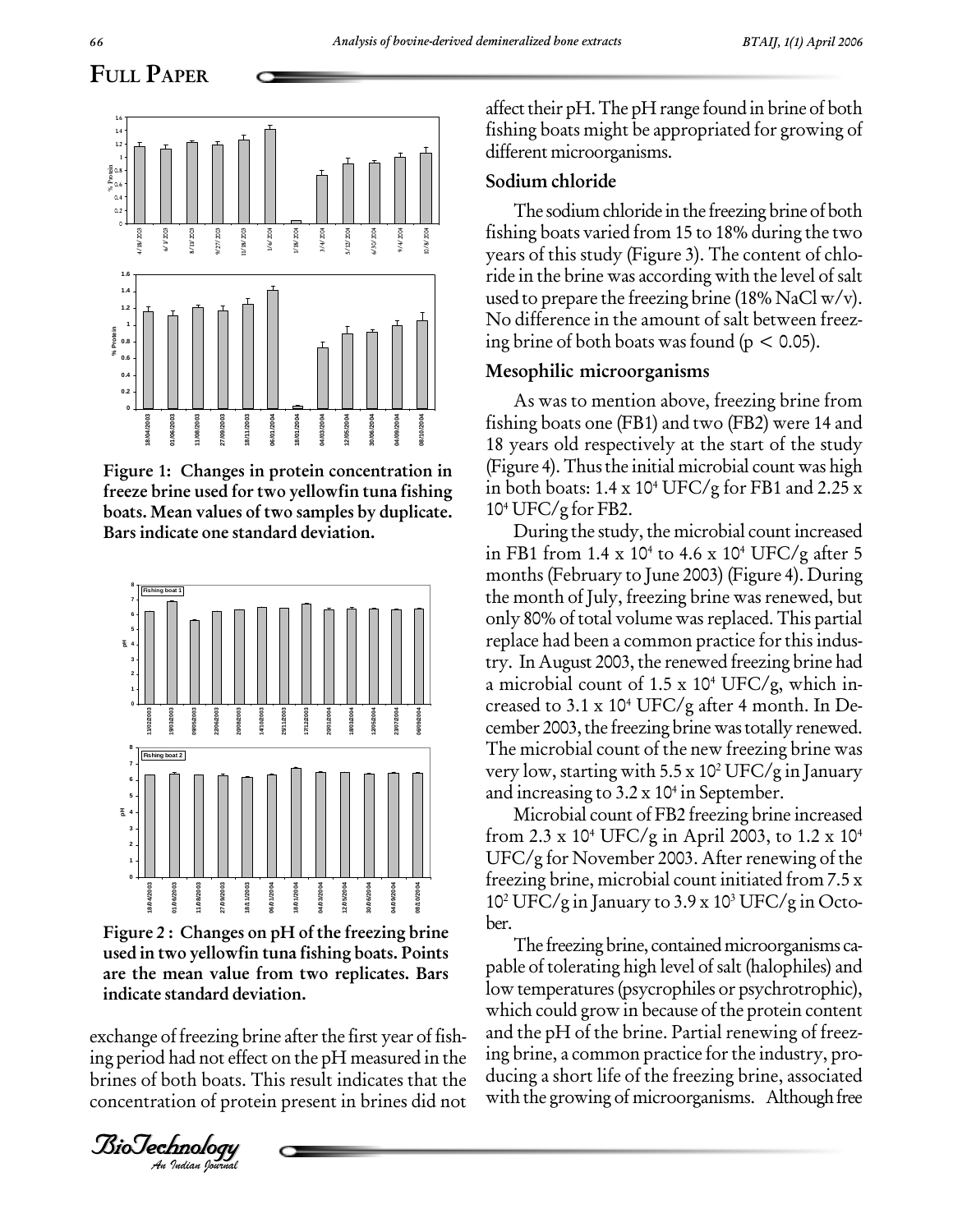Figure 1: Changes in protein concentration in freeze brine used for two yellowfin tuna fishing boats. Mean values of two samples by duplicate. Bars indicate one standard deviation.

Figure 2 : Changes on pH of the freezing brine used in two yellowfin tuna fishing boats. Points are the mean value from two replicates. Bars indicate standard deviation.

exchange of freezing brine after the first year of fishing period had not effect on the pH measured in the brines of both boats. This result indicates that the concentration of protein present in brines did not affect their pH. The pH range found in brine of both fishing boats might be appropriated for growing of different microorganisms.

## Sodium chloride

The sodium chloride in the freezing brine of both fishing boats varied from 15 to 18% during the two years of this study (Figure 3). The content of chloride in the brine was according with the level of salt used to prepare the freezing brine (18% NaCl w/v). No difference in the amount of salt between freezing brine of both boats was found ($p < 0.05$).

## Mesophilic microorganisms

As was to mention above, freezing brine from fishing boats one (FB1) and two (FB2) were 14 and 18 years old respectively at the start of the study (Figure 4). Thus the initial microbial count was high in both boats: $1.4 \times 10^4$ UFC/g for FB1 and $2.25 \times 10^4$ UFC/g for FB2.

During the study, the microbial count increased in FB1 from $1.4 \times 10^4$ to $4.6 \times 10^4$ UFC/g after 5 months (February to June 2003) (Figure 4). During the month of July, freezing brine was renewed, but only 80% of total volume was replaced. This partial replace had been a common practice for this industry. In August 2003, the renewed freezing brine had a microbial count of $1.5 \times 10^4$ UFC/g, which increased to $3.1 \times 10^4$ UFC/g after 4 month. In December 2003, the freezing brine was totally renewed. The microbial count of the new freezing brine was very low, starting with $5.5 \times 10^2$ UFC/g in January and increasing to $3.2 \times 10^4$ in September.

Microbial count of FB2 freezing brine increased from $2.3 \times 10^4$ UFC/g in April 2003, to $1.2 \times 10^4$ UFC/g for November 2003. After renewing of the freezing brine, microbial count initiated from $7.5 \times 10^2$ UFC/g in January to $3.9 \times 10^3$ UFC/g in October.

The freezing brine, contained microorganisms capable of tolerating high level of salt (halophiles) and low temperatures (psycrophiles or psychrotrophic), which could grow in because of the protein content and the pH of the brine. Partial renewing of freezing brine, a common practice for the industry, producing a short life of the freezing brine, associated with the growing of microorganisms. Although free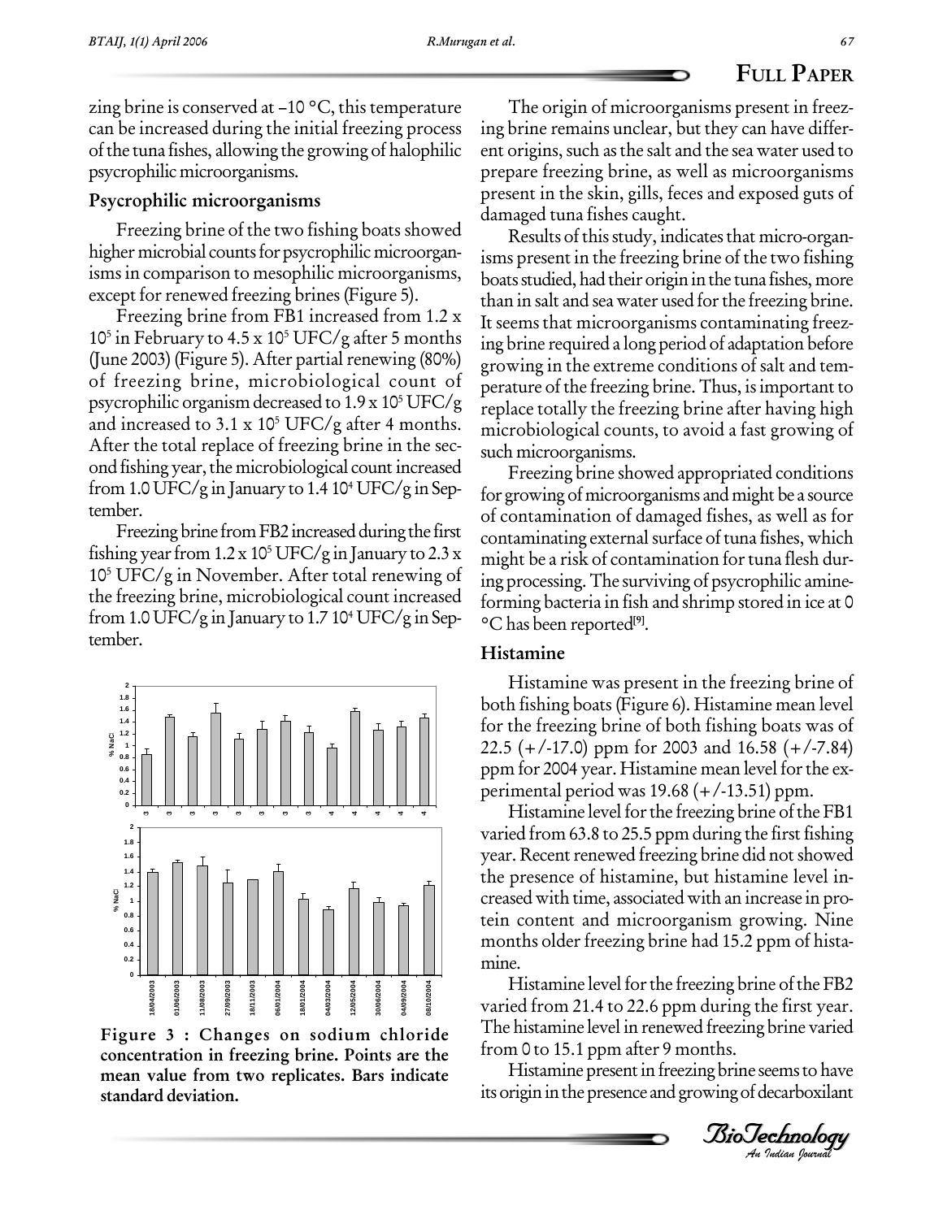zing brine is conserved at –10 °C, this temperature can be increased during the initial freezing process of the tuna fishes, allowing the growing of halophilic psycrophilic microorganisms.

### Psycrophilic microorganisms

Freezing brine of the two fishing boats showed higher microbial counts for psycrophilic microorganisms in comparison to mesophilic microorganisms, except for renewed freezing brines (Figure 5).

Freezing brine from FB1 increased from 1.2 x $10^5$ in February to 4.5 x $10^5$ UFC/g after 5 months (June 2003) (Figure 5). After partial renewing (80%) of freezing brine, microbiological count of psycrophilic organism decreased to 1.9 x $10^5$ UFC/g and increased to 3.1 x $10^5$ UFC/g after 4 months. After the total replace of freezing brine in the second fishing year, the microbiological count increased from 1.0 UFC/g in January to 1.4 $10^4$ UFC/g in September.

Freezing brine from FB2 increased during the first fishing year from 1.2 x $10^5$ UFC/g in January to 2.3 x $10^5$ UFC/g in November. After total renewing of the freezing brine, microbiological count increased from 1.0 UFC/g in January to 1.7 $10^4$ UFC/g in September.

**Figure 3 : Changes on sodium chloride concentration in freezing brine. Points are the mean value from two replicates. Bars indicate standard deviation.**

The origin of microorganisms present in freezing brine remains unclear, but they can have different origins, such as the salt and the sea water used to prepare freezing brine, as well as microorganisms present in the skin, gills, feces and exposed guts of damaged tuna fishes caught.

Results of this study, indicates that micro-organisms present in the freezing brine of the two fishing boats studied, had their origin in the tuna fishes, more than in salt and sea water used for the freezing brine. It seems that microorganisms contaminating freezing brine required a long period of adaptation before growing in the extreme conditions of salt and temperature of the freezing brine. Thus, is important to replace totally the freezing brine after having high microbiological counts, to avoid a fast growing of such microorganisms.

Freezing brine showed appropriated conditions for growing of microorganisms and might be a source of contamination of damaged fishes, as well as for contaminating external surface of tuna fishes, which might be a risk of contamination for tuna flesh during processing. The surviving of psycrophilic amine-forming bacteria in fish and shrimp stored in ice at 0 °C has been reported[9].

### Histamine

Histamine was present in the freezing brine of both fishing boats (Figure 6). Histamine mean level for the freezing brine of both fishing boats was of 22.5 (+/-17.0) ppm for 2003 and 16.58 (+/-7.84) ppm for 2004 year. Histamine mean level for the experimental period was 19.68 (+/-13.51) ppm.

Histamine level for the freezing brine of the FB1 varied from 63.8 to 25.5 ppm during the first fishing year. Recent renewed freezing brine did not showed the presence of histamine, but histamine level increased with time, associated with an increase in protein content and microorganism growing. Nine months older freezing brine had 15.2 ppm of histamine.

Histamine level for the freezing brine of the FB2 varied from 21.4 to 22.6 ppm during the first year. The histamine level in renewed freezing brine varied from 0 to 15.1 ppm after 9 months.

Histamine present in freezing brine seems to have its origin in the presence and growing of decarboxilant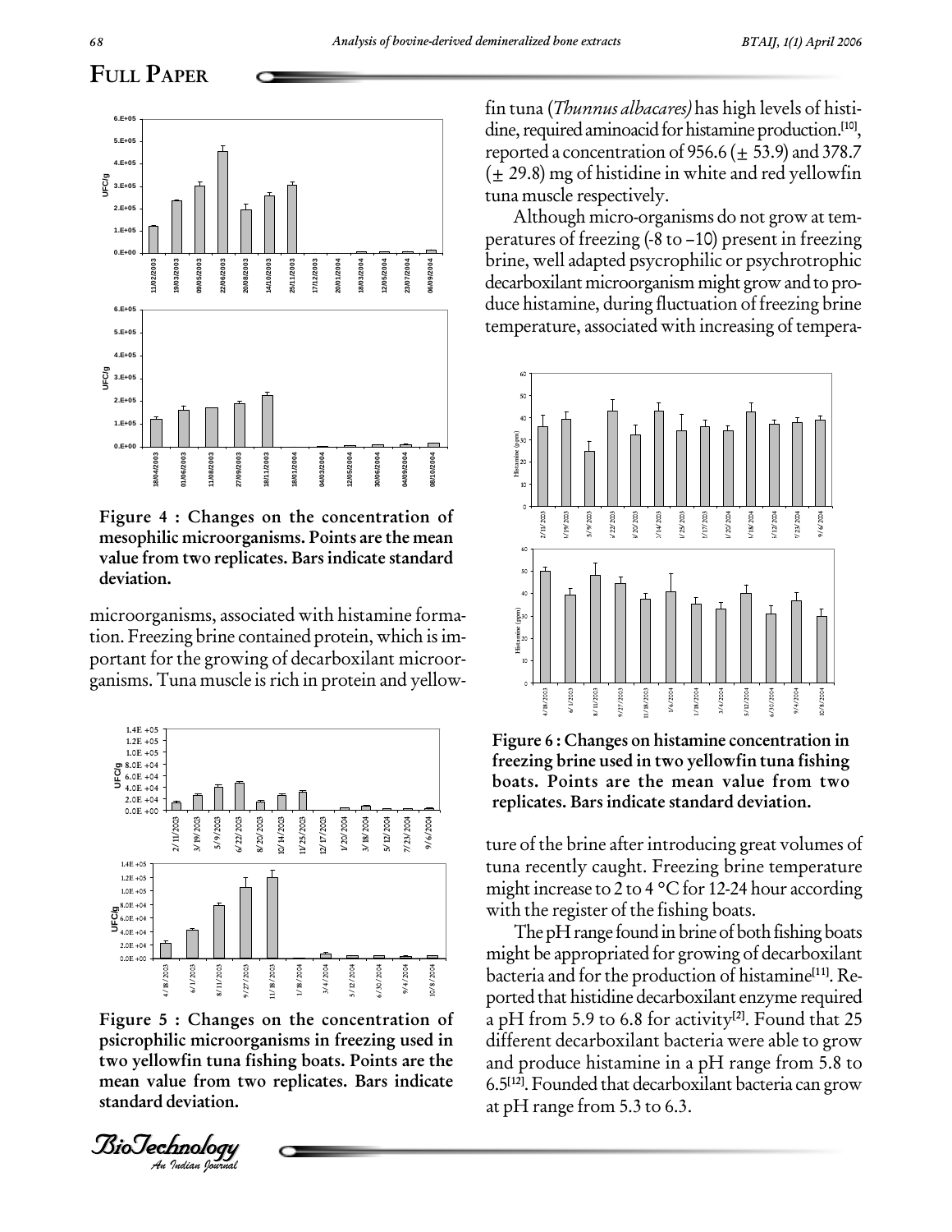Figure 4 : Changes on the concentration of mesophilic microorganisms. Points are the mean value from two replicates. Bars indicate standard deviation.

microorganisms, associated with histamine formation. Freezing brine contained protein, which is important for the growing of decarboxilant microorganisms. Tuna muscle is rich in protein and yellowfin tuna (*Thunnus albacares)* has high levels of histidine, required aminoacid for histamine production.[10], reported a concentration of 956.6 (± 53.9) and 378.7 (± 29.8) mg of histidine in white and red yellowfin tuna muscle respectively.

Although micro-organisms do not grow at temperatures of freezing (-8 to –10) present in freezing brine, well adapted psycrophilic or psychrotrophic decarboxilant microorganism might grow and to produce histamine, during fluctuation of freezing brine temperature, associated with increasing of temperature of the brine after introducing great volumes of tuna recently caught. Freezing brine temperature might increase to 2 to 4 °C for 12-24 hour according with the register of the fishing boats.

The pH range found in brine of both fishing boats might be appropriated for growing of decarboxilant bacteria and for the production of histamine[11]. Reported that histidine decarboxilant enzyme required a pH from 5.9 to 6.8 for activity[2]. Found that 25 different decarboxilant bacteria were able to grow and produce histamine in a pH range from 5.8 to 6.5[12]. Founded that decarboxilant bacteria can grow at pH range from 5.3 to 6.3.

Figure 5 : Changes on the concentration of psicrophilic microorganisms in freezing used in two yellowfin tuna fishing boats. Points are the mean value from two replicates. Bars indicate standard deviation.

Figure 6 : Changes on histamine concentration in freezing brine used in two yellowfin tuna fishing boats. Points are the mean value from two replicates. Bars indicate standard deviation.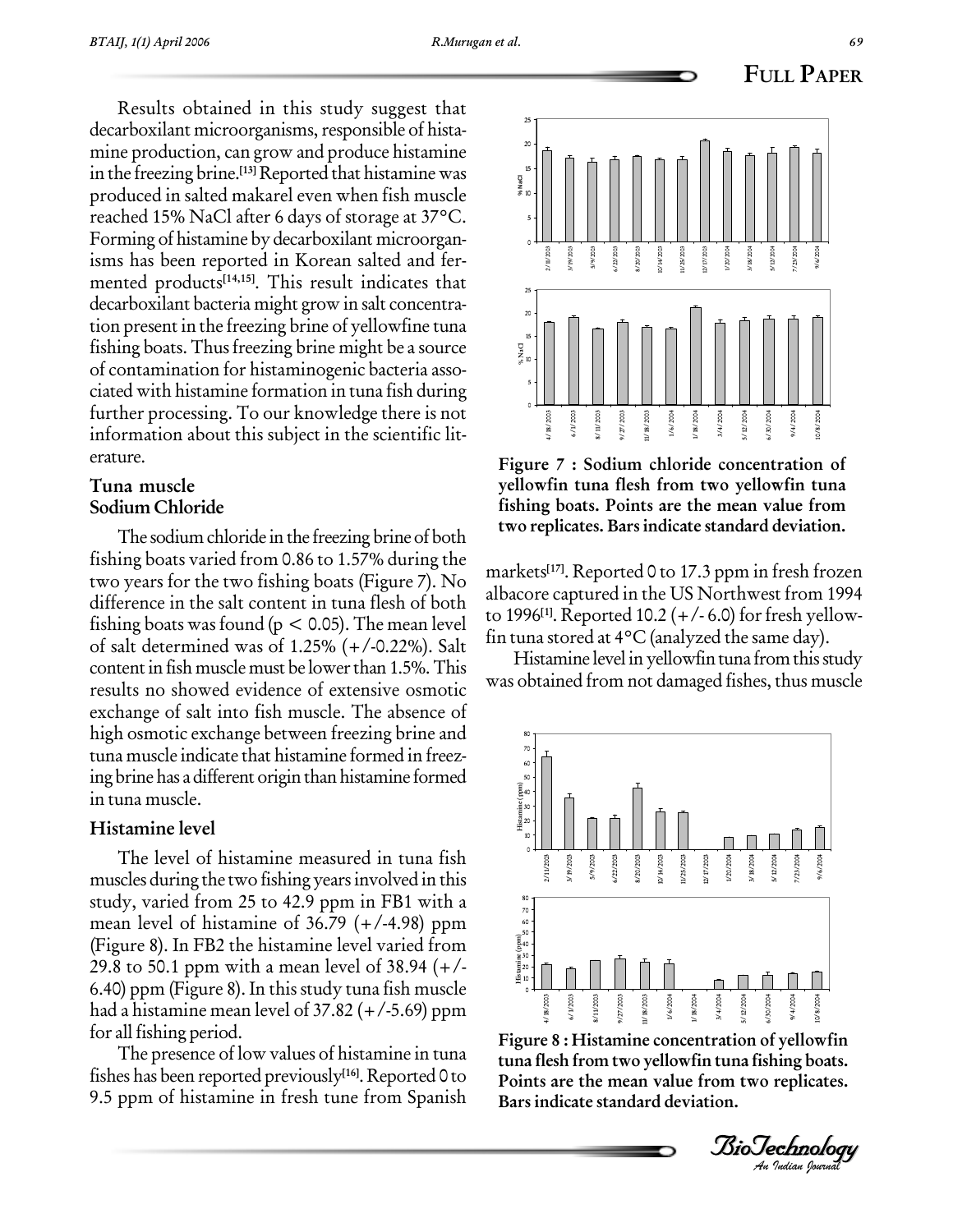Results obtained in this study suggest that decarboxilant microorganisms, responsible of histamine production, can grow and produce histamine in the freezing brine.[13] Reported that histamine was produced in salted makarel even when fish muscle reached 15% NaCl after 6 days of storage at 37°C. Forming of histamine by decarboxilant microorganisms has been reported in Korean salted and fermented products[14,15]. This result indicates that decarboxilant bacteria might grow in salt concentration present in the freezing brine of yellowfine tuna fishing boats. Thus freezing brine might be a source of contamination for histaminogenic bacteria associated with histamine formation in tuna fish during further processing. To our knowledge there is not information about this subject in the scientific literature.

## Tuna muscle

### Sodium Chloride

The sodium chloride in the freezing brine of both fishing boats varied from 0.86 to 1.57% during the two years for the two fishing boats (Figure 7). No difference in the salt content in tuna flesh of both fishing boats was found ($p < 0.05$). The mean level of salt determined was of 1.25% (+/-0.22%). Salt content in fish muscle must be lower than 1.5%. This results no showed evidence of extensive osmotic exchange of salt into fish muscle. The absence of high osmotic exchange between freezing brine and tuna muscle indicate that histamine formed in freezing brine has a different origin than histamine formed in tuna muscle.

### Histamine level

The level of histamine measured in tuna fish muscles during the two fishing years involved in this study, varied from 25 to 42.9 ppm in FB1 with a mean level of histamine of 36.79 (+/-4.98) ppm (Figure 8). In FB2 the histamine level varied from 29.8 to 50.1 ppm with a mean level of 38.94 (+/-6.40) ppm (Figure 8). In this study tuna fish muscle had a histamine mean level of 37.82 (+/-5.69) ppm for all fishing period.

The presence of low values of histamine in tuna fishes has been reported previously[16]. Reported 0 to 9.5 ppm of histamine in fresh tune from Spanish markets[17]. Reported 0 to 17.3 ppm in fresh frozen albacore captured in the US Northwest from 1994 to 1996[1]. Reported 10.2 (+/- 6.0) for fresh yellowfin tuna stored at 4°C (analyzed the same day).

Histamine level in yellowfin tuna from this study was obtained from not damaged fishes, thus muscle

**Figure 7 : Sodium chloride concentration of yellowfin tuna flesh from two yellowfin tuna fishing boats. Points are the mean value from two replicates. Bars indicate standard deviation.**

**Figure 8 : Histamine concentration of yellowfin tuna flesh from two yellowfin tuna fishing boats. Points are the mean value from two replicates. Bars indicate standard deviation.**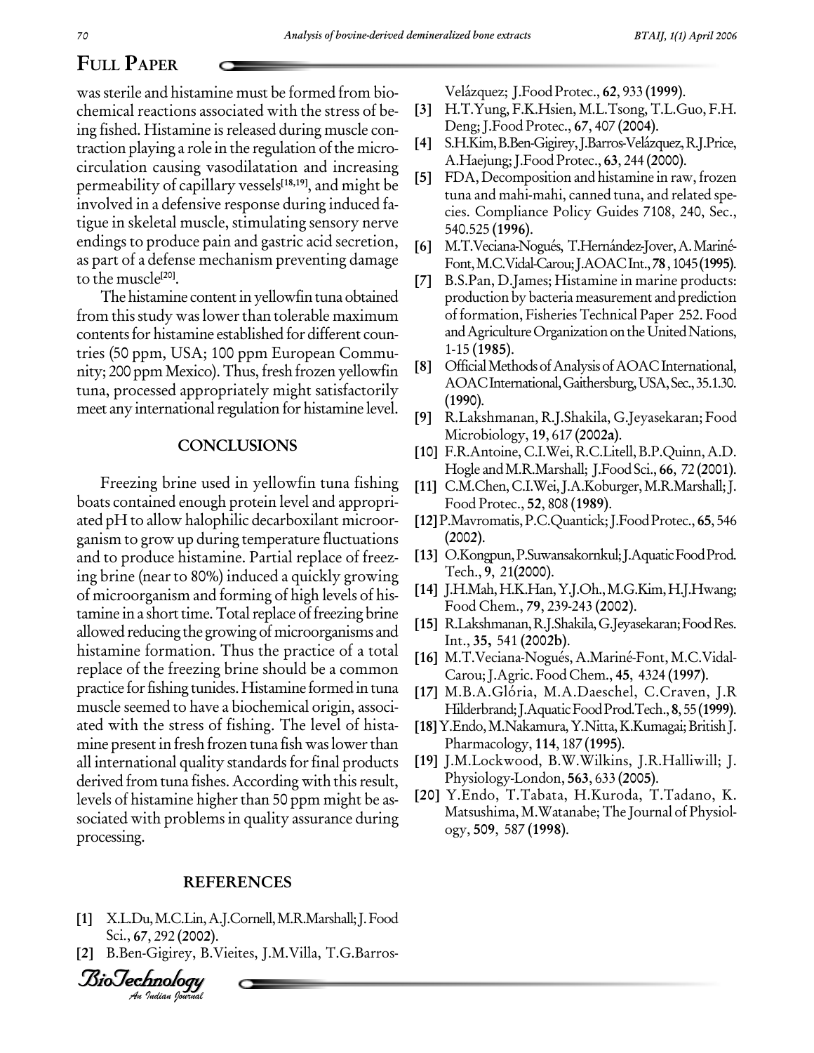was sterile and histamine must be formed from biochemical reactions associated with the stress of being fished. Histamine is released during muscle contraction playing a role in the regulation of the microcirculation causing vasodilatation and increasing permeability of capillary vessels[18,19], and might be involved in a defensive response during induced fatigue in skeletal muscle, stimulating sensory nerve endings to produce pain and gastric acid secretion, as part of a defense mechanism preventing damage to the muscle[20].

The histamine content in yellowfin tuna obtained from this study was lower than tolerable maximum contents for histamine established for different countries (50 ppm, USA; 100 ppm European Community; 200 ppm Mexico). Thus, fresh frozen yellowfin tuna, processed appropriately might satisfactorily meet any international regulation for histamine level.

## CONCLUSIONS

Freezing brine used in yellowfin tuna fishing boats contained enough protein level and appropriated pH to allow halophilic decarboxilant microorganism to grow up during temperature fluctuations and to produce histamine. Partial replace of freezing brine (near to 80%) induced a quickly growing of microorganism and forming of high levels of histamine in a short time. Total replace of freezing brine allowed reducing the growing of microorganisms and histamine formation. Thus the practice of a total replace of the freezing brine should be a common practice for fishing tunides. Histamine formed in tuna muscle seemed to have a biochemical origin, associated with the stress of fishing. The level of histamine present in fresh frozen tuna fish was lower than all international quality standards for final products derived from tuna fishes. According with this result, levels of histamine higher than 50 ppm might be associated with problems in quality assurance during processing.

## REFERENCES

[1] X.L.Du, M.C.Lin, A.J.Cornell, M.R.Marshall; J. Food Sci., **67**, 292 **(2002)**.

[2] B.Ben-Gigirey, B.Vieites, J.M.Villa, T.G.Barros-Velázquez; J.Food Protec., **62**, 933 **(1999)**.

[3] H.T.Yung, F.K.Hsien, M.L.Tsong, T.L.Guo, F.H. Deng; J.Food Protec., **67**, 407 **(2004)**.

[4] S.H.Kim, B.Ben-Gigirey, J.Barros-Velázquez, R.J.Price, A.Haejung; J.Food Protec., **63**, 244 **(2000)**.

[5] FDA, Decomposition and histamine in raw, frozen tuna and mahi-mahi, canned tuna, and related species. Compliance Policy Guides 7108, 240, Sec., 540.525 **(1996)**.

[6] M.T.Veciana-Nogués, T.Hernández-Jover, A.Mariné-Font, M.C.Vidal-Carou; J.AOAC Int., **78**, 1045 **(1995)**.

[7] B.S.Pan, D.James; Histamine in marine products: production by bacteria measurement and prediction of formation, Fisheries Technical Paper 252. Food and Agriculture Organization on the United Nations, 1-15 **(1985)**.

[8] Official Methods of Analysis of AOAC International, AOAC International, Gaithersburg, USA, Sec., 35.1.30. **(1990)**.

[9] R.Lakshmanan, R.J.Shakila, G.Jeyasekaran; Food Microbiology, **19**, 617 **(2002a)**.

[10] F.R.Antoine, C.I.Wei, R.C.Litell, B.P.Quinn, A.D. Hogle and M.R.Marshall; J.Food Sci., **66**, 72 **(2001)**.

[11] C.M.Chen, C.I.Wei, J.A.Koburger, M.R.Marshall; J. Food Protec., **52**, 808 **(1989)**.

[12] P.Mavromatis, P.C.Quantick; J.Food Protec., **65**, 546 **(2002)**.

[13] O.Kongpun, P.Suwansakornkul; J.Aquatic Food Prod. Tech., **9**, 21**(2000)**.

[14] J.H.Mah, H.K.Han, Y.J.Oh., M.G.Kim, H.J.Hwang; Food Chem., **79**, 239-243 **(2002)**.

[15] R.Lakshmanan, R.J.Shakila, G.Jeyasekaran; Food Res. Int., **35**, 541 **(2002b)**.

[16] M.T.Veciana-Nogués, A.Mariné-Font, M.C.Vidal-Carou; J.Agric. Food Chem., **45**, 4324 **(1997)**.

[17] M.B.A.Glória, M.A.Daeschel, C.Craven, J.R Hilderbrand; J.Aquatic Food Prod.Tech., **8**, 55 **(1999)**.

[18] Y.Endo, M.Nakamura, Y.Nitta, K.Kumagai; British J. Pharmacology, **114**, 187 **(1995)**.

[19] J.M.Lockwood, B.W.Wilkins, J.R.Halliwill; J. Physiology-London, **563**, 633 **(2005)**.

[20] Y.Endo, T.Tabata, H.Kuroda, T.Tadano, K. Matsushima, M.Watanabe; The Journal of Physiology, **509**, 587 **(1998)**.